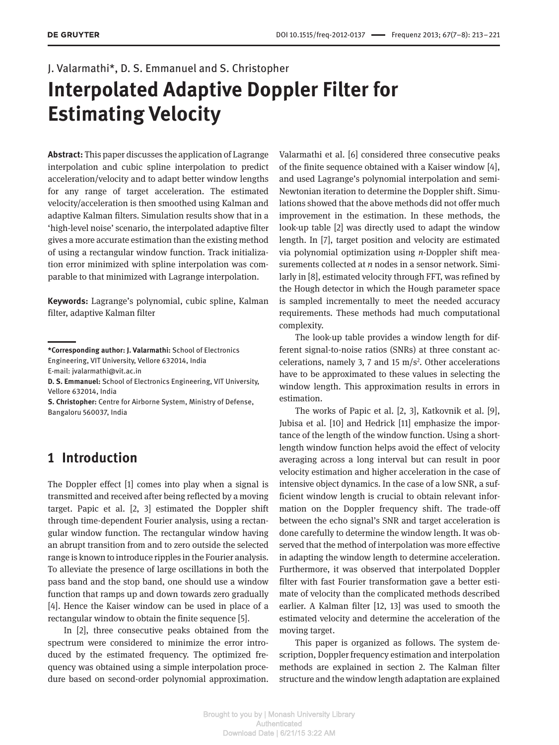J. Valarmathi*, D. S. Emmanuel and S. Christopher

# Interpolated Adaptive Doppler Filter for Estimating Velocity

**Abstract:** This paper discusses the application of Lagrange interpolation and cubic spline interpolation to predict acceleration/velocity and to adapt better window lengths for any range of target acceleration. The estimated velocity/acceleration is then smoothed using Kalman and adaptive Kalman filters. Simulation results show that in a 'high-level noise' scenario, the interpolated adaptive filter gives a more accurate estimation than the existing method of using a rectangular window function. Track initialization error minimized with spline interpolation was comparable to that minimized with Lagrange interpolation.

**Keywords:** Lagrange's polynomial, cubic spline, Kalman filter, adaptive Kalman filter

**\*Corresponding author: J. Valarmathi:** School of Electronics Engineering, VIT University, Vellore 632014, India
E-mail: jvalarmathi@vit.ac.in
**D. S. Emmanuel:** School of Electronics Engineering, VIT University, Vellore 632014, India
**S. Christopher:** Centre for Airborne System, Ministry of Defense, Bangaloru 560037, India

## 1 Introduction

The Doppler effect [1] comes into play when a signal is transmitted and received after being reflected by a moving target. Papic et al. [2, 3] estimated the Doppler shift through time-dependent Fourier analysis, using a rectangular window function. The rectangular window having an abrupt transition from and to zero outside the selected range is known to introduce ripples in the Fourier analysis. To alleviate the presence of large oscillations in both the pass band and the stop band, one should use a window function that ramps up and down towards zero gradually [4]. Hence the Kaiser window can be used in place of a rectangular window to obtain the finite sequence [5].

In [2], three consecutive peaks obtained from the spectrum were considered to minimize the error introduced by the estimated frequency. The optimized frequency was obtained using a simple interpolation procedure based on second-order polynomial approximation. Valarmathi et al. [6] considered three consecutive peaks of the finite sequence obtained with a Kaiser window [4], and used Lagrange's polynomial interpolation and semi-Newtonian iteration to determine the Doppler shift. Simulations showed that the above methods did not offer much improvement in the estimation. In these methods, the look-up table [2] was directly used to adapt the window length. In [7], target position and velocity are estimated via polynomial optimization using *n*-Doppler shift measurements collected at *n* nodes in a sensor network. Similarly in [8], estimated velocity through FFT, was refined by the Hough detector in which the Hough parameter space is sampled incrementally to meet the needed accuracy requirements. These methods had much computational complexity.

The look-up table provides a window length for different signal-to-noise ratios (SNRs) at three constant accelerations, namely 3, 7 and 15 $m/s^2$. Other accelerations have to be approximated to these values in selecting the window length. This approximation results in errors in estimation.

The works of Papic et al. [2, 3], Katkovnik et al. [9], Jubisa et al. [10] and Hedrick [11] emphasize the importance of the length of the window function. Using a short-length window function helps avoid the effect of velocity averaging across a long interval but can result in poor velocity estimation and higher acceleration in the case of intensive object dynamics. In the case of a low SNR, a sufficient window length is crucial to obtain relevant information on the Doppler frequency shift. The trade-off between the echo signal's SNR and target acceleration is done carefully to determine the window length. It was observed that the method of interpolation was more effective in adapting the window length to determine acceleration. Furthermore, it was observed that interpolated Doppler filter with fast Fourier transformation gave a better estimate of velocity than the complicated methods described earlier. A Kalman filter [12, 13] was used to smooth the estimated velocity and determine the acceleration of the moving target.

This paper is organized as follows. The system description, Doppler frequency estimation and interpolation methods are explained in section 2. The Kalman filter structure and the window length adaptation are explained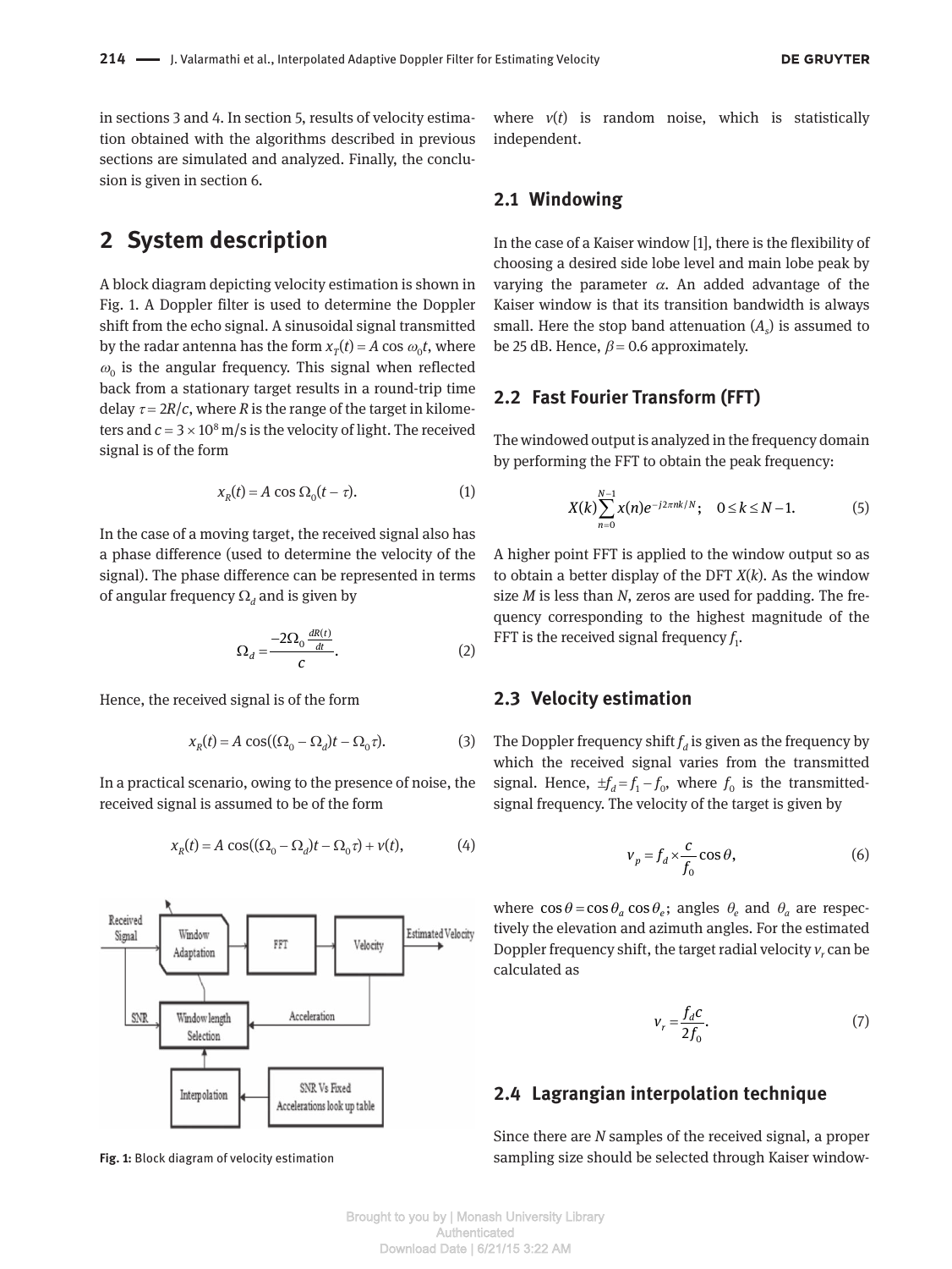in sections 3 and 4. In section 5, results of velocity estimation obtained with the algorithms described in previous sections are simulated and analyzed. Finally, the conclusion is given in section 6.

## 2 System description

A block diagram depicting velocity estimation is shown in Fig. 1. A Doppler filter is used to determine the Doppler shift from the echo signal. A sinusoidal signal transmitted by the radar antenna has the form $x_T(t) = A\cos\omega_0 t$, where $\omega_0$ is the angular frequency. This signal when reflected back from a stationary target results in a round-trip time delay $\tau = 2R/c$, where $R$ is the range of the target in kilometers and $c = 3\times10^8$ m/s is the velocity of light. The received signal is of the form

$$x_R(t) = A\cos\Omega_0(t-\tau). \tag{1}$$

In the case of a moving target, the received signal also has a phase difference (used to determine the velocity of the signal). The phase difference can be represented in terms of angular frequency $\Omega_d$ and is given by

$$\Omega_d = \frac{-2\Omega_0 \frac{dR(t)}{dt}}{c}. \tag{2}$$

Hence, the received signal is of the form

$$x_R(t) = A\cos((\Omega_0 - \Omega_d)t - \Omega_0\tau). \tag{3}$$

In a practical scenario, owing to the presence of noise, the received signal is assumed to be of the form

$$x_R(t) = A\cos((\Omega_0 - \Omega_d)t - \Omega_0\tau) + v(t), \tag{4}$$

Fig. 1: Block diagram of velocity estimation

where $v(t)$ is random noise, which is statistically independent.

### 2.1 Windowing

In the case of a Kaiser window [1], there is the flexibility of choosing a desired side lobe level and main lobe peak by varying the parameter $\alpha$. An added advantage of the Kaiser window is that its transition bandwidth is always small. Here the stop band attenuation ($A_s$) is assumed to be 25 dB. Hence, $\beta = 0.6$ approximately.

### 2.2 Fast Fourier Transform (FFT)

The windowed output is analyzed in the frequency domain by performing the FFT to obtain the peak frequency:

$$X(k)\sum_{n=0}^{N-1} x(n)e^{-j2\pi nk/N}; \quad 0 \le k \le N-1. \tag{5}$$

A higher point FFT is applied to the window output so as to obtain a better display of the DFT $X(k)$. As the window size $M$ is less than $N$, zeros are used for padding. The frequency corresponding to the highest magnitude of the FFT is the received signal frequency $f_1$.

### 2.3 Velocity estimation

The Doppler frequency shift $f_d$ is given as the frequency by which the received signal varies from the transmitted signal. Hence, $\pm f_d = f_1 - f_0$, where $f_0$ is the transmitted-signal frequency. The velocity of the target is given by

$$v_p = f_d \times \frac{c}{f_0}\cos\theta, \tag{6}$$

where $\cos\theta = \cos\theta_a \cos\theta_e$; angles $\theta_e$ and $\theta_a$ are respectively the elevation and azimuth angles. For the estimated Doppler frequency shift, the target radial velocity $v_r$ can be calculated as

$$v_r = \frac{f_d c}{2f_0}. \tag{7}$$

### 2.4 Lagrangian interpolation technique

Since there are $N$ samples of the received signal, a proper sampling size should be selected through Kaiser window-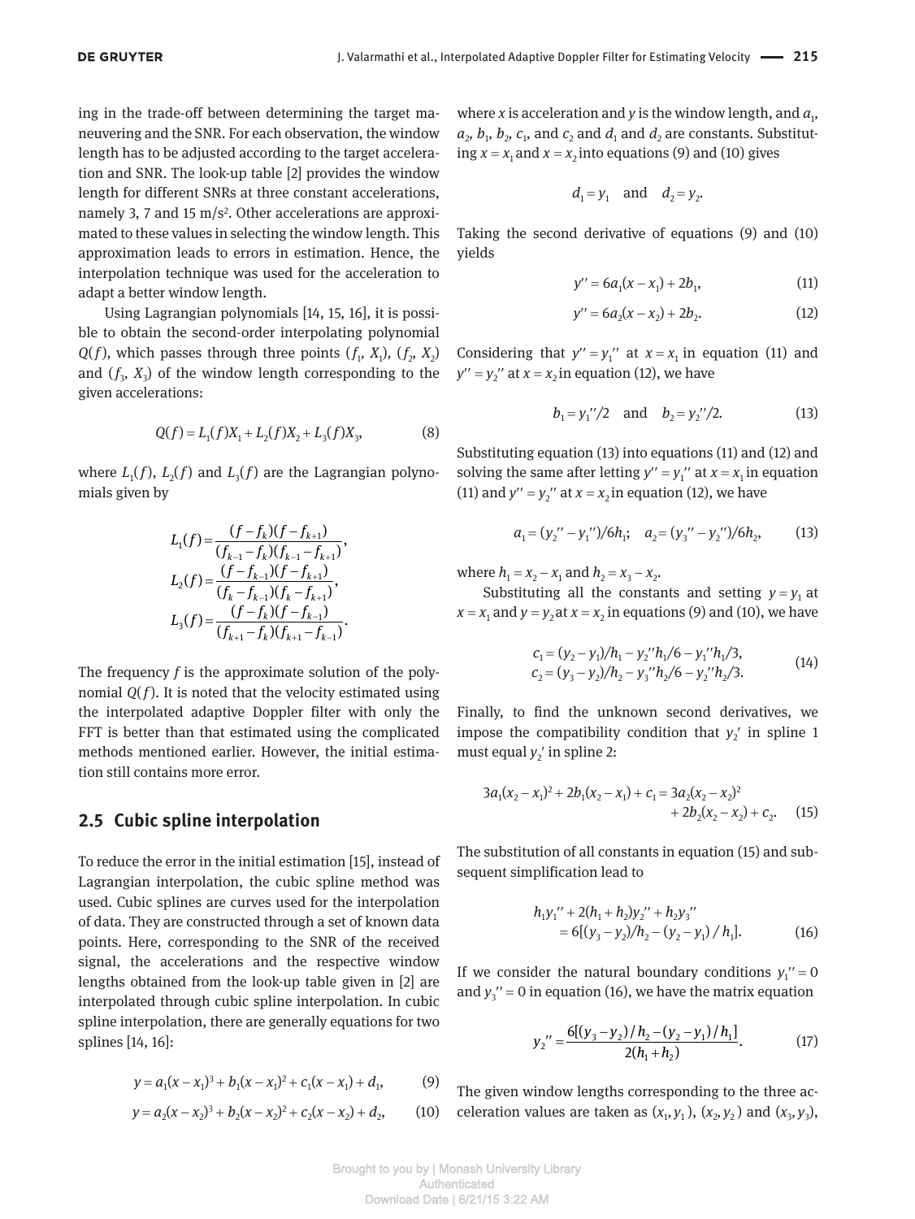ing in the trade-off between determining the target maneuvering and the SNR. For each observation, the window length has to be adjusted according to the target acceleration and SNR. The look-up table [2] provides the window length for different SNRs at three constant accelerations, namely 3, 7 and 15 m/s$^2$. Other accelerations are approximated to these values in selecting the window length. This approximation leads to errors in estimation. Hence, the interpolation technique was used for the acceleration to adapt a better window length.

Using Lagrangian polynomials [14, 15, 16], it is possible to obtain the second-order interpolating polynomial $Q(f)$, which passes through three points $(f_1, X_1)$, $(f_2, X_2)$ and $(f_3, X_3)$ of the window length corresponding to the given accelerations:

$$Q(f) = L_1(f)X_1 + L_2(f)X_2 + L_3(f)X_3, \tag{8}$$

where $L_1(f)$, $L_2(f)$ and $L_3(f)$ are the Lagrangian polynomials given by

$$L_1(f) = \frac{(f - f_k)(f - f_{k+1})}{(f_{k-1} - f_k)(f_{k-1} - f_{k+1})},$$
$$L_2(f) = \frac{(f - f_{k-1})(f - f_{k+1})}{(f_k - f_{k-1})(f_k - f_{k+1})},$$
$$L_3(f) = \frac{(f - f_k)(f - f_{k-1})}{(f_{k+1} - f_k)(f_{k+1} - f_{k-1})}.$$

The frequency $f$ is the approximate solution of the polynomial $Q(f)$. It is noted that the velocity estimated using the interpolated adaptive Doppler filter with only the FFT is better than that estimated using the complicated methods mentioned earlier. However, the initial estimation still contains more error.

## 2.5 Cubic spline interpolation

To reduce the error in the initial estimation [15], instead of Lagrangian interpolation, the cubic spline method was used. Cubic splines are curves used for the interpolation of data. They are constructed through a set of known data points. Here, corresponding to the SNR of the received signal, the accelerations and the respective window lengths obtained from the look-up table given in [2] are interpolated through cubic spline interpolation. In cubic spline interpolation, there are generally equations for two splines [14, 16]:

$$y = a_1(x - x_1)^3 + b_1(x - x_1)^2 + c_1(x - x_1) + d_1, \tag{9}$$

$$y = a_2(x - x_2)^3 + b_2(x - x_2)^2 + c_2(x - x_2) + d_2, \tag{10}$$

where $x$ is acceleration and $y$ is the window length, and $a_1$, $a_2$, $b_1$, $b_2$, $c_1$, and $c_2$ and $d_1$ and $d_2$ are constants. Substituting $x = x_1$ and $x = x_2$ into equations (9) and (10) gives

$$d_1 = y_1 \quad \text{and} \quad d_2 = y_2.$$

Taking the second derivative of equations (9) and (10) yields

$$y'' = 6a_1(x - x_1) + 2b_1, \tag{11}$$

$$y'' = 6a_2(x - x_2) + 2b_2. \tag{12}$$

Considering that $y'' = y_1''$ at $x = x_1$ in equation (11) and $y'' = y_2''$ at $x = x_2$ in equation (12), we have

$$b_1 = y_1''/2 \quad \text{and} \quad b_2 = y_2''/2. \tag{13}$$

Substituting equation (13) into equations (11) and (12) and solving the same after letting $y'' = y_1''$ at $x = x_1$ in equation (11) and $y'' = y_2''$ at $x = x_2$ in equation (12), we have

$$a_1 = (y_2'' - y_1'')/6h_1; \quad a_2 = (y_3'' - y_2'')/6h_2, \tag{13}$$

where $h_1 = x_2 - x_1$ and $h_2 = x_3 - x_2$.

Substituting all the constants and setting $y = y_1$ at $x = x_1$ and $y = y_2$ at $x = x_2$ in equations (9) and (10), we have

$$\begin{aligned} c_1 &= (y_2 - y_1)/h_1 - y_2''h_1/6 - y_1''h_1/3, \\ c_2 &= (y_3 - y_2)/h_2 - y_3''h_2/6 - y_2''h_2/3. \end{aligned} \tag{14}$$

Finally, to find the unknown second derivatives, we impose the compatibility condition that $y_2'$ in spline 1 must equal $y_2'$ in spline 2:

$$3a_1(x_2 - x_1)^2 + 2b_1(x_2 - x_1) + c_1 = 3a_2(x_2 - x_2)^2 + 2b_2(x_2 - x_2) + c_2. \tag{15}$$

The substitution of all constants in equation (15) and subsequent simplification lead to

$$h_1 y_1'' + 2(h_1 + h_2)y_2'' + h_2 y_3'' = 6[(y_3 - y_2)/h_2 - (y_2 - y_1)/h_1]. \tag{16}$$

If we consider the natural boundary conditions $y_1'' = 0$ and $y_3'' = 0$ in equation (16), we have the matrix equation

$$y_2'' = \frac{6[(y_3 - y_2)/h_2 - (y_2 - y_1)/h_1]}{2(h_1 + h_2)}. \tag{17}$$

The given window lengths corresponding to the three acceleration values are taken as $(x_1, y_1)$, $(x_2, y_2)$ and $(x_3, y_3)$,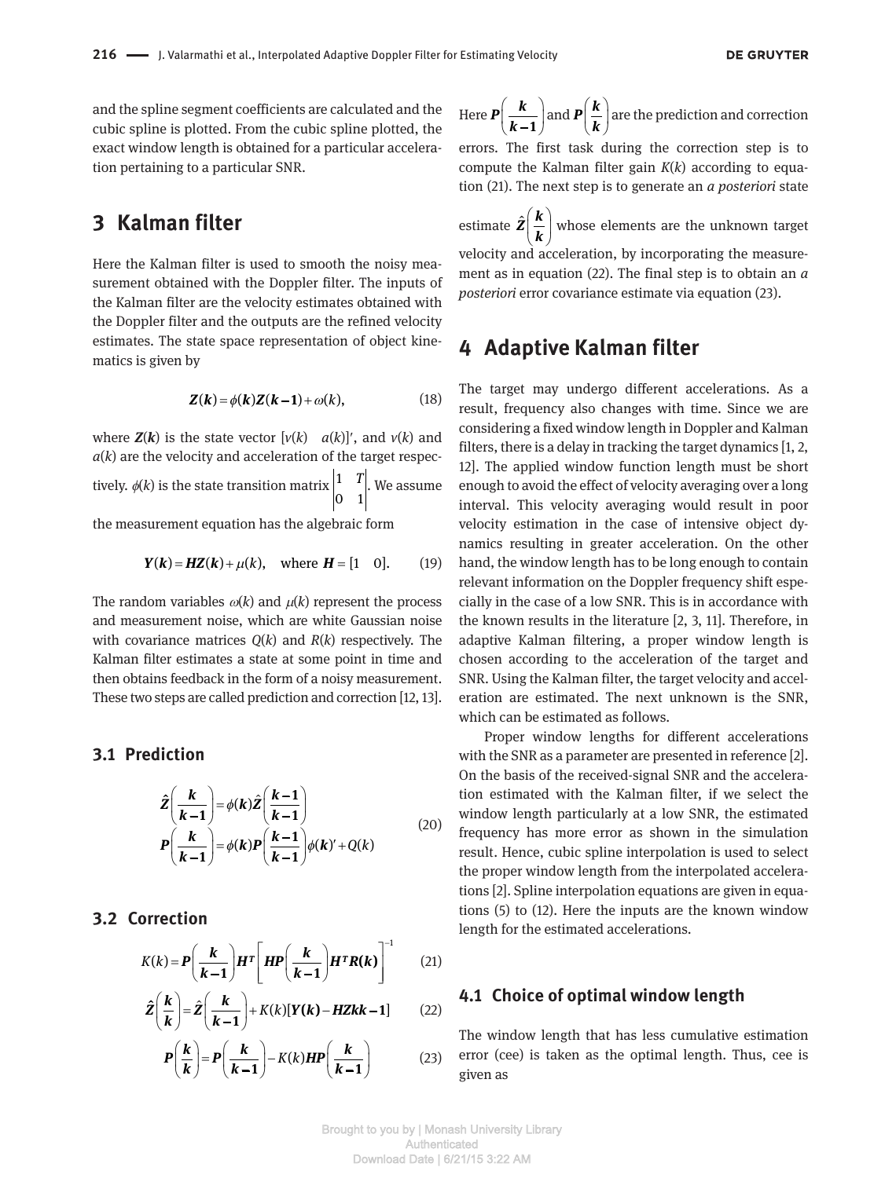and the spline segment coefficients are calculated and the cubic spline is plotted. From the cubic spline plotted, the exact window length is obtained for a particular acceleration pertaining to a particular SNR.

## 3 Kalman filter

Here the Kalman filter is used to smooth the noisy measurement obtained with the Doppler filter. The inputs of the Kalman filter are the velocity estimates obtained with the Doppler filter and the outputs are the refined velocity estimates. The state space representation of object kinematics is given by

$$\boldsymbol{Z(k)} = \phi(\boldsymbol{k})\boldsymbol{Z(k-1)} + \omega(k), \tag{18}$$

where $\boldsymbol{Z(k)}$ is the state vector $[v(k) \quad a(k)]'$, and $v(k)$ and $a(k)$ are the velocity and acceleration of the target respectively. $\phi(k)$ is the state transition matrix $\begin{vmatrix} 1 & T \\ 0 & 1 \end{vmatrix}$. We assume the measurement equation has the algebraic form

$$\boldsymbol{Y(k)} = \boldsymbol{HZ(k)} + \mu(k), \quad \text{where } \boldsymbol{H} = [1 \quad 0]. \tag{19}$$

The random variables $\omega(k)$ and $\mu(k)$ represent the process and measurement noise, which are white Gaussian noise with covariance matrices $Q(k)$ and $R(k)$ respectively. The Kalman filter estimates a state at some point in time and then obtains feedback in the form of a noisy measurement. These two steps are called prediction and correction [12, 13].

### 3.1 Prediction

$$\begin{aligned} \hat{\boldsymbol{Z}}\left(\frac{\boldsymbol{k}}{\boldsymbol{k-1}}\right) &= \phi(\boldsymbol{k})\hat{\boldsymbol{Z}}\left(\frac{\boldsymbol{k-1}}{\boldsymbol{k-1}}\right) \\ \boldsymbol{P}\left(\frac{\boldsymbol{k}}{\boldsymbol{k-1}}\right) &= \phi(\boldsymbol{k})\boldsymbol{P}\left(\frac{\boldsymbol{k-1}}{\boldsymbol{k-1}}\right)\phi(\boldsymbol{k})' + Q(k) \end{aligned} \tag{20}$$

### 3.2 Correction

$$K(k) = \boldsymbol{P}\left(\frac{\boldsymbol{k}}{\boldsymbol{k-1}}\right)\boldsymbol{H^T}\left[\boldsymbol{HP}\left(\frac{\boldsymbol{k}}{\boldsymbol{k-1}}\right)\boldsymbol{H^T R(k)}\right]^{-1} \tag{21}$$

$$\hat{\boldsymbol{Z}}\left(\frac{\boldsymbol{k}}{\boldsymbol{k}}\right) = \hat{\boldsymbol{Z}}\left(\frac{\boldsymbol{k}}{\boldsymbol{k-1}}\right) + K(k)[\boldsymbol{Y(k)} - \boldsymbol{HZkk-1}] \tag{22}$$

$$\boldsymbol{P}\left(\frac{\boldsymbol{k}}{\boldsymbol{k}}\right) = \boldsymbol{P}\left(\frac{\boldsymbol{k}}{\boldsymbol{k-1}}\right) - K(k)\boldsymbol{HP}\left(\frac{\boldsymbol{k}}{\boldsymbol{k-1}}\right) \tag{23}$$

Here $\boldsymbol{P}\left(\frac{\boldsymbol{k}}{\boldsymbol{k-1}}\right)$ and $\boldsymbol{P}\left(\frac{\boldsymbol{k}}{\boldsymbol{k}}\right)$ are the prediction and correction errors. The first task during the correction step is to compute the Kalman filter gain $K(k)$ according to equation (21). The next step is to generate an *a posteriori* state estimate $\hat{\boldsymbol{Z}}\left(\frac{\boldsymbol{k}}{\boldsymbol{k}}\right)$ whose elements are the unknown target velocity and acceleration, by incorporating the measurement as in equation (22). The final step is to obtain an *a posteriori* error covariance estimate via equation (23).

## 4 Adaptive Kalman filter

The target may undergo different accelerations. As a result, frequency also changes with time. Since we are considering a fixed window length in Doppler and Kalman filters, there is a delay in tracking the target dynamics [1, 2, 12]. The applied window function length must be short enough to avoid the effect of velocity averaging over a long interval. This velocity averaging would result in poor velocity estimation in the case of intensive object dynamics resulting in greater acceleration. On the other hand, the window length has to be long enough to contain relevant information on the Doppler frequency shift especially in the case of a low SNR. This is in accordance with the known results in the literature [2, 3, 11]. Therefore, in adaptive Kalman filtering, a proper window length is chosen according to the acceleration of the target and SNR. Using the Kalman filter, the target velocity and acceleration are estimated. The next unknown is the SNR, which can be estimated as follows.

Proper window lengths for different accelerations with the SNR as a parameter are presented in reference [2]. On the basis of the received-signal SNR and the acceleration estimated with the Kalman filter, if we select the window length particularly at a low SNR, the estimated frequency has more error as shown in the simulation result. Hence, cubic spline interpolation is used to select the proper window length from the interpolated accelerations [2]. Spline interpolation equations are given in equations (5) to (12). Here the inputs are the known window length for the estimated accelerations.

### 4.1 Choice of optimal window length

The window length that has less cumulative estimation error (cee) is taken as the optimal length. Thus, cee is given as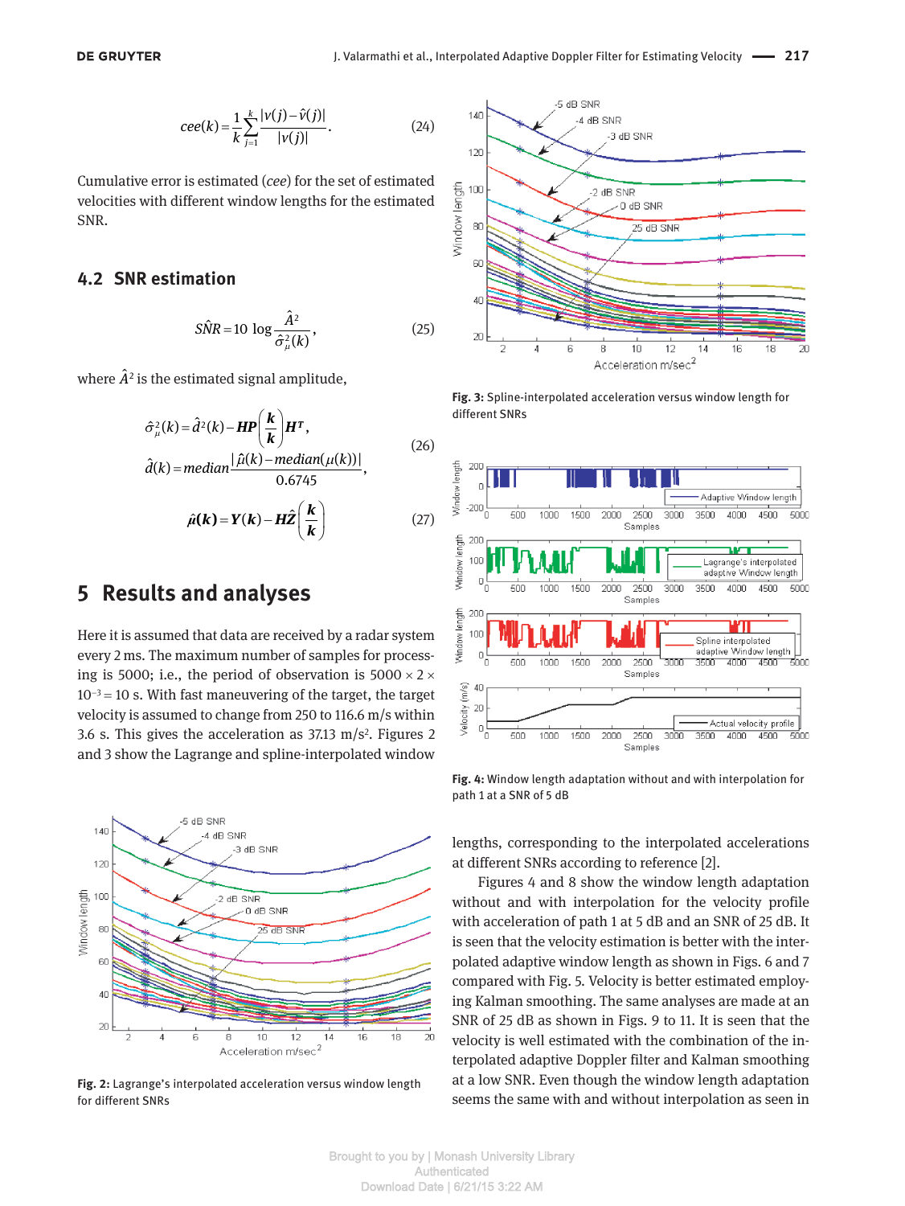$$cee(k) = \frac{1}{k}\sum_{j=1}^{k}\frac{|v(j) - \hat{v}(j)|}{|v(j)|}. \tag{24}$$

Cumulative error is estimated (*cee*) for the set of estimated velocities with different window lengths for the estimated SNR.

### 4.2 SNR estimation

$$S\hat{N}R = 10\,\log\frac{\hat{A}^2}{\hat{\sigma}_\mu^2(k)}, \tag{25}$$

where $\hat{A}^2$ is the estimated signal amplitude,

$$\hat{\sigma}_\mu^2(k) = \hat{d}^2(k) - \boldsymbol{HP}\left(\begin{matrix}\boldsymbol{k}\\ \boldsymbol{k}\end{matrix}\right)\boldsymbol{H}^T,$$
$$\hat{d}(k) = median\frac{|\hat{\mu}(k) - median(\mu(k))|}{0.6745}, \tag{26}$$

$$\hat{\mu}(\boldsymbol{k}) = \boldsymbol{Y}(\boldsymbol{k}) - \boldsymbol{H}\hat{\boldsymbol{Z}}\left(\begin{matrix}\boldsymbol{k}\\ \boldsymbol{k}\end{matrix}\right) \tag{27}$$

## 5 Results and analyses

Here it is assumed that data are received by a radar system every 2 ms. The maximum number of samples for processing is 5000; i.e., the period of observation is $5000 \times 2 \times 10^{-3} = 10$ s. With fast maneuvering of the target, the target velocity is assumed to change from 250 to 116.6 m/s within 3.6 s. This gives the acceleration as 37.13 m/s². Figures 2 and 3 show the Lagrange and spline-interpolated window lengths, corresponding to the interpolated accelerations at different SNRs according to reference [2].

**Fig. 2:** Lagrange's interpolated acceleration versus window length for different SNRs

**Fig. 3:** Spline-interpolated acceleration versus window length for different SNRs

**Fig. 4:** Window length adaptation without and with interpolation for path 1 at a SNR of 5 dB

Figures 4 and 8 show the window length adaptation without and with interpolation for the velocity profile with acceleration of path 1 at 5 dB and an SNR of 25 dB. It is seen that the velocity estimation is better with the interpolated adaptive window length as shown in Figs. 6 and 7 compared with Fig. 5. Velocity is better estimated employing Kalman smoothing. The same analyses are made at an SNR of 25 dB as shown in Figs. 9 to 11. It is seen that the velocity is well estimated with the combination of the interpolated adaptive Doppler filter and Kalman smoothing at a low SNR. Even though the window length adaptation seems the same with and without interpolation as seen in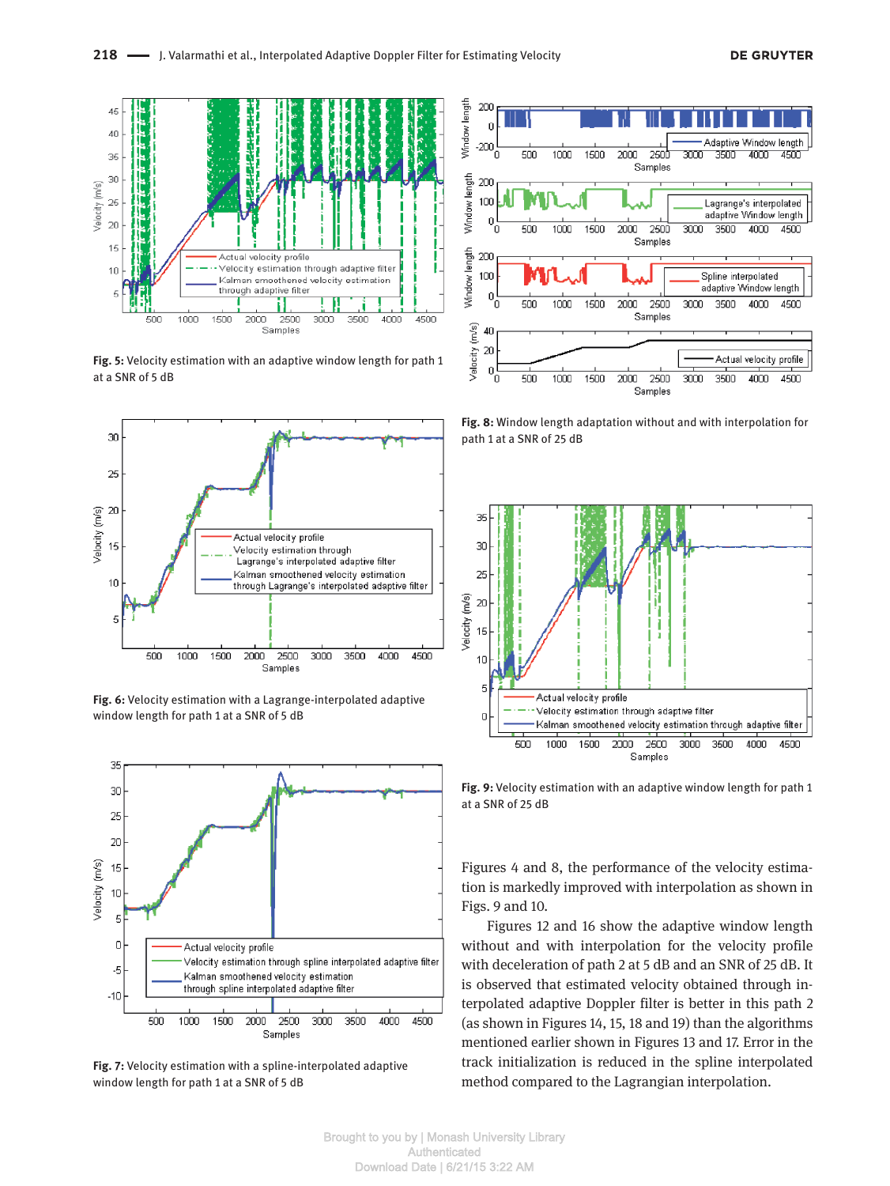Fig. 5: Velocity estimation with an adaptive window length for path 1 at a SNR of 5 dB

Fig. 6: Velocity estimation with a Lagrange-interpolated adaptive window length for path 1 at a SNR of 5 dB

Fig. 7: Velocity estimation with a spline-interpolated adaptive window length for path 1 at a SNR of 5 dB

Fig. 8: Window length adaptation without and with interpolation for path 1 at a SNR of 25 dB

Fig. 9: Velocity estimation with an adaptive window length for path 1 at a SNR of 25 dB

Figures 4 and 8, the performance of the velocity estimation is markedly improved with interpolation as shown in Figs. 9 and 10.

Figures 12 and 16 show the adaptive window length without and with interpolation for the velocity profile with deceleration of path 2 at 5 dB and an SNR of 25 dB. It is observed that estimated velocity obtained through interpolated adaptive Doppler filter is better in this path 2 (as shown in Figures 14, 15, 18 and 19) than the algorithms mentioned earlier shown in Figures 13 and 17. Error in the track initialization is reduced in the spline interpolated method compared to the Lagrangian interpolation.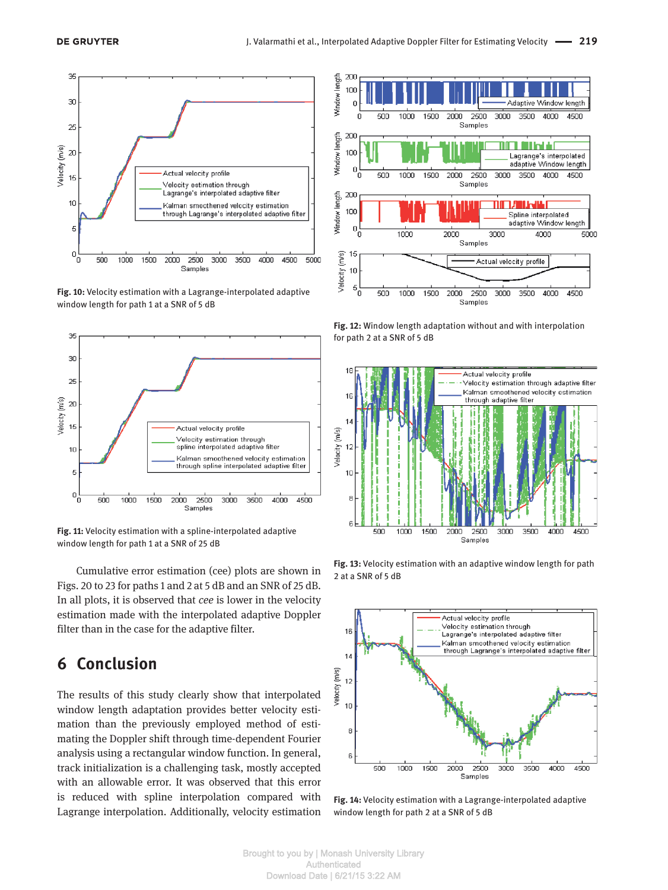Fig. 10: Velocity estimation with a Lagrange-interpolated adaptive window length for path 1 at a SNR of 5 dB

Fig. 11: Velocity estimation with a spline-interpolated adaptive window length for path 1 at a SNR of 25 dB

Cumulative error estimation (cee) plots are shown in Figs. 20 to 23 for paths 1 and 2 at 5 dB and an SNR of 25 dB. In all plots, it is observed that *cee* is lower in the velocity estimation made with the interpolated adaptive Doppler filter than in the case for the adaptive filter.

## 6 Conclusion

The results of this study clearly show that interpolated window length adaptation provides better velocity estimation than the previously employed method of estimating the Doppler shift through time-dependent Fourier analysis using a rectangular window function. In general, track initialization is a challenging task, mostly accepted with an allowable error. It was observed that this error is reduced with spline interpolation compared with Lagrange interpolation. Additionally, velocity estimation

Fig. 12: Window length adaptation without and with interpolation for path 2 at a SNR of 5 dB

Fig. 13: Velocity estimation with an adaptive window length for path 2 at a SNR of 5 dB

Fig. 14: Velocity estimation with a Lagrange-interpolated adaptive window length for path 2 at a SNR of 5 dB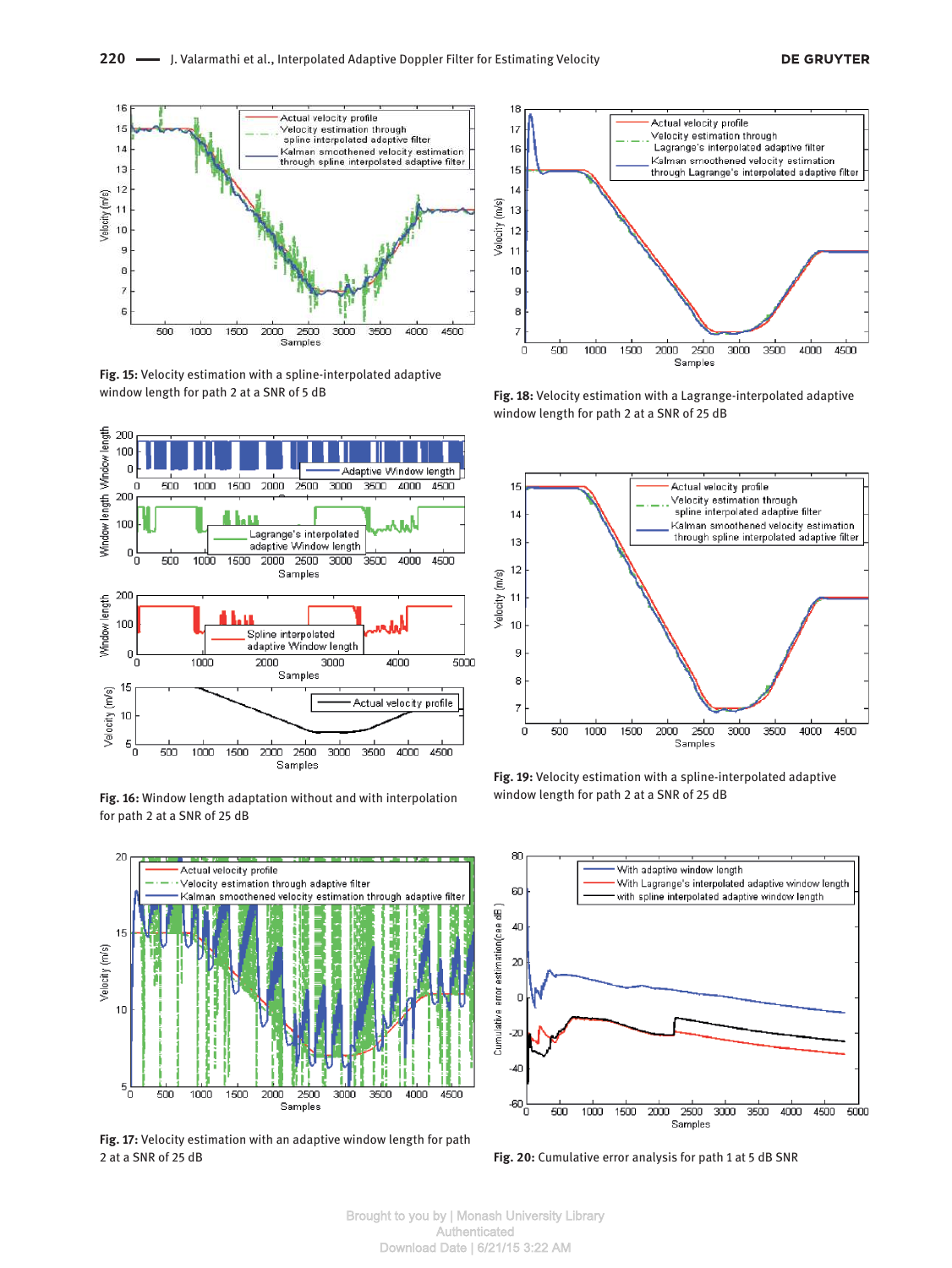**Fig. 15:** Velocity estimation with a spline-interpolated adaptive window length for path 2 at a SNR of 5 dB

**Fig. 16:** Window length adaptation without and with interpolation for path 2 at a SNR of 25 dB

**Fig. 17:** Velocity estimation with an adaptive window length for path 2 at a SNR of 25 dB

**Fig. 18:** Velocity estimation with a Lagrange-interpolated adaptive window length for path 2 at a SNR of 25 dB

**Fig. 19:** Velocity estimation with a spline-interpolated adaptive window length for path 2 at a SNR of 25 dB

**Fig. 20:** Cumulative error analysis for path 1 at 5 dB SNR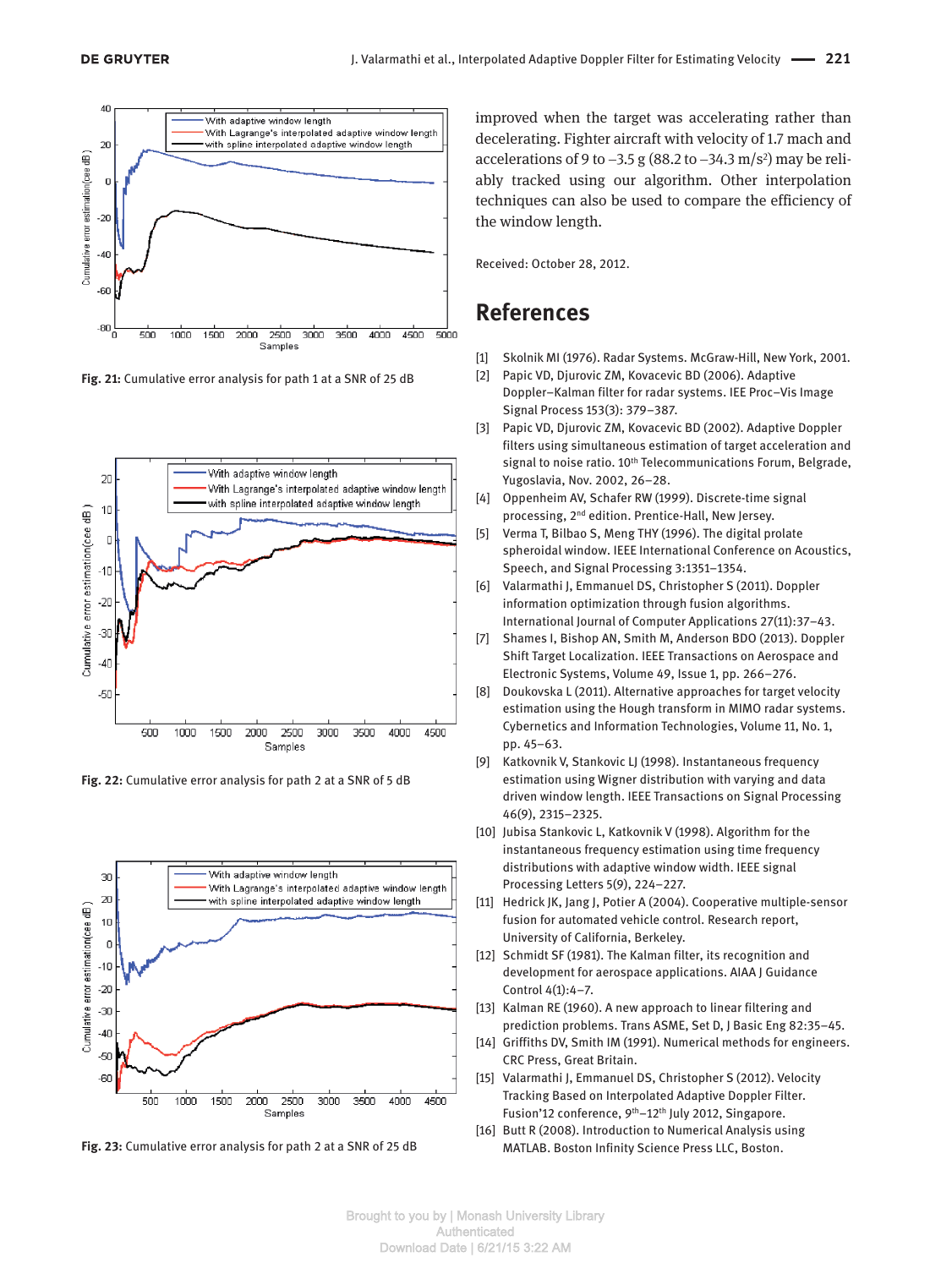Fig. 21: Cumulative error analysis for path 1 at a SNR of 25 dB

Fig. 22: Cumulative error analysis for path 2 at a SNR of 5 dB

Fig. 23: Cumulative error analysis for path 2 at a SNR of 25 dB

improved when the target was accelerating rather than decelerating. Fighter aircraft with velocity of 1.7 mach and accelerations of 9 to –3.5 g (88.2 to –34.3 m/s$^2$) may be reliably tracked using our algorithm. Other interpolation techniques can also be used to compare the efficiency of the window length.

Received: October 28, 2012.

## References

[1] Skolnik MI (1976). Radar Systems. McGraw-Hill, New York, 2001.

[2] Papic VD, Djurovic ZM, Kovacevic BD (2006). Adaptive Doppler–Kalman filter for radar systems. IEE Proc–Vis Image Signal Process 153(3): 379–387.

[3] Papic VD, Djurovic ZM, Kovacevic BD (2002). Adaptive Doppler filters using simultaneous estimation of target acceleration and signal to noise ratio. 10th Telecommunications Forum, Belgrade, Yugoslavia, Nov. 2002, 26–28.

[4] Oppenheim AV, Schafer RW (1999). Discrete-time signal processing, 2nd edition. Prentice-Hall, New Jersey.

[5] Verma T, Bilbao S, Meng THY (1996). The digital prolate spheroidal window. IEEE International Conference on Acoustics, Speech, and Signal Processing 3:1351–1354.

[6] Valarmathi J, Emmanuel DS, Christopher S (2011). Doppler information optimization through fusion algorithms. International Journal of Computer Applications 27(11):37–43.

[7] Shames I, Bishop AN, Smith M, Anderson BDO (2013). Doppler Shift Target Localization. IEEE Transactions on Aerospace and Electronic Systems, Volume 49, Issue 1, pp. 266–276.

[8] Doukovska L (2011). Alternative approaches for target velocity estimation using the Hough transform in MIMO radar systems. Cybernetics and Information Technologies, Volume 11, No. 1, pp. 45–63.

[9] Katkovnik V, Stankovic LJ (1998). Instantaneous frequency estimation using Wigner distribution with varying and data driven window length. IEEE Transactions on Signal Processing 46(9), 2315–2325.

[10] Jubisa Stankovic L, Katkovnik V (1998). Algorithm for the instantaneous frequency estimation using time frequency distributions with adaptive window width. IEEE signal Processing Letters 5(9), 224–227.

[11] Hedrick JK, Jang J, Potier A (2004). Cooperative multiple-sensor fusion for automated vehicle control. Research report, University of California, Berkeley.

[12] Schmidt SF (1981). The Kalman filter, its recognition and development for aerospace applications. AIAA J Guidance Control 4(1):4–7.

[13] Kalman RE (1960). A new approach to linear filtering and prediction problems. Trans ASME, Set D, J Basic Eng 82:35–45.

[14] Griffiths DV, Smith IM (1991). Numerical methods for engineers. CRC Press, Great Britain.

[15] Valarmathi J, Emmanuel DS, Christopher S (2012). Velocity Tracking Based on Interpolated Adaptive Doppler Filter. Fusion'12 conference, 9th–12th July 2012, Singapore.

[16] Butt R (2008). Introduction to Numerical Analysis using MATLAB. Boston Infinity Science Press LLC, Boston.